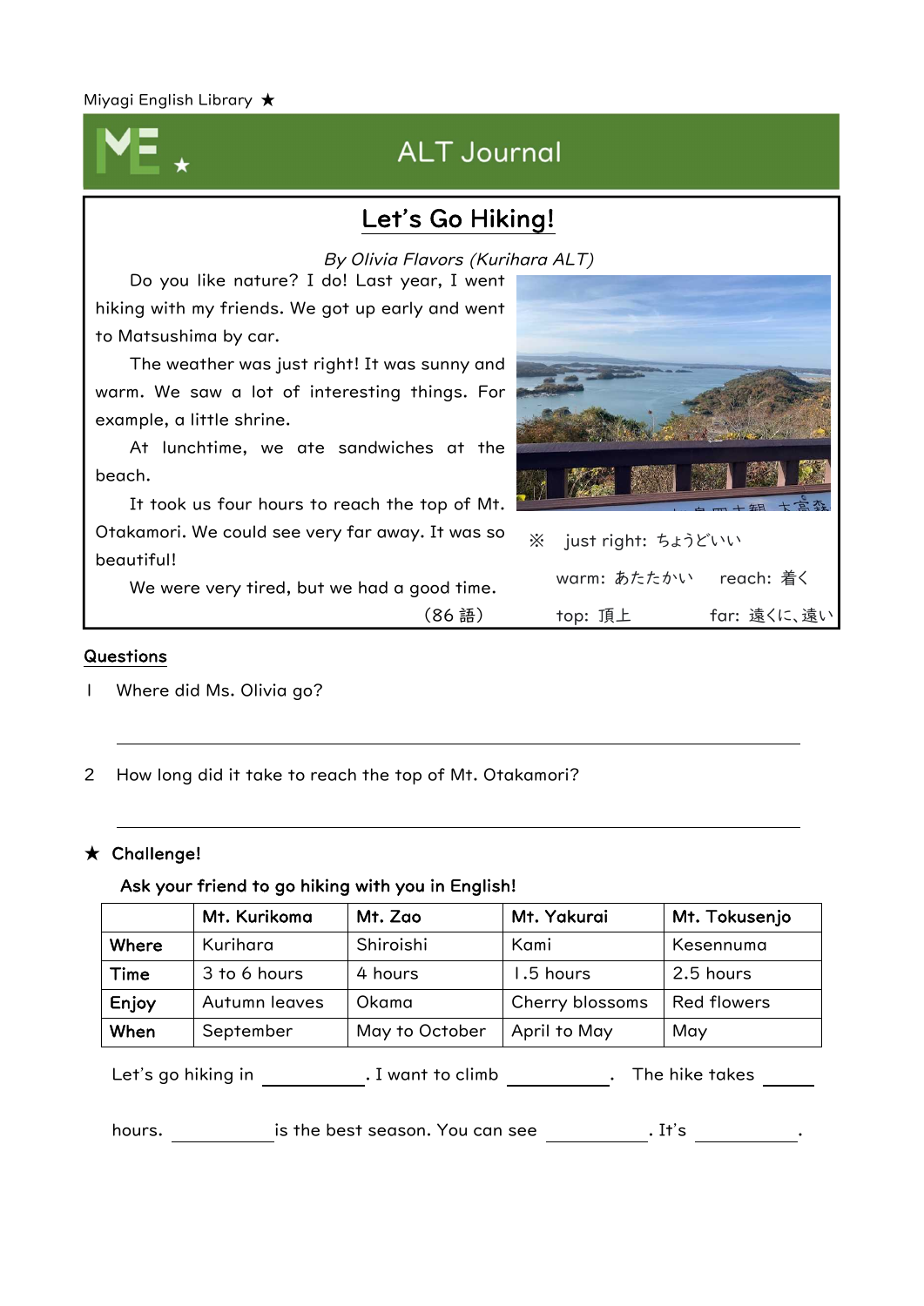Miyagi English Library ★

# ALT Journal

## Let's Go Hiking!

*By Olivia Flavors (Kurihara ALT)*

Do you like nature? I do! Last year, I went hiking with my friends. We got up early and went to Matsushima by car.

The weather was just right! It was sunny and warm. We saw a lot of interesting things. For example, a little shrine.

At lunchtime, we ate sandwiches at the beach.

It took us four hours to reach the top of Mt. Otakamori. We could see very far away. It was so beautiful!

We were very tired, but we had a good time.

（86 語）

※ just right: ちょうどいい
warm: あたたかい　reach: 着く
top: 頂上　far: 遠くに、遠い

### Questions

1 Where did Ms. Olivia go?

______________________________

2 How long did it take to reach the top of Mt. Otakamori?

______________________________

### ★ Challenge!

**Ask your friend to go hiking with you in English!**

| | Mt. Kurikoma | Mt. Zao | Mt. Yakurai | Mt. Tokusenjo |
|---|---|---|---|---|
| **Where** | Kurihara | Shiroishi | Kami | Kesennuma |
| **Time** | 3 to 6 hours | 4 hours | 1.5 hours | 2.5 hours |
| **Enjoy** | Autumn leaves | Okama | Cherry blossoms | Red flowers |
| **When** | September | May to October | April to May | May |

Let's go hiking in __________. I want to climb __________. The hike takes _____ hours. __________ is the best season. You can see __________. It's __________.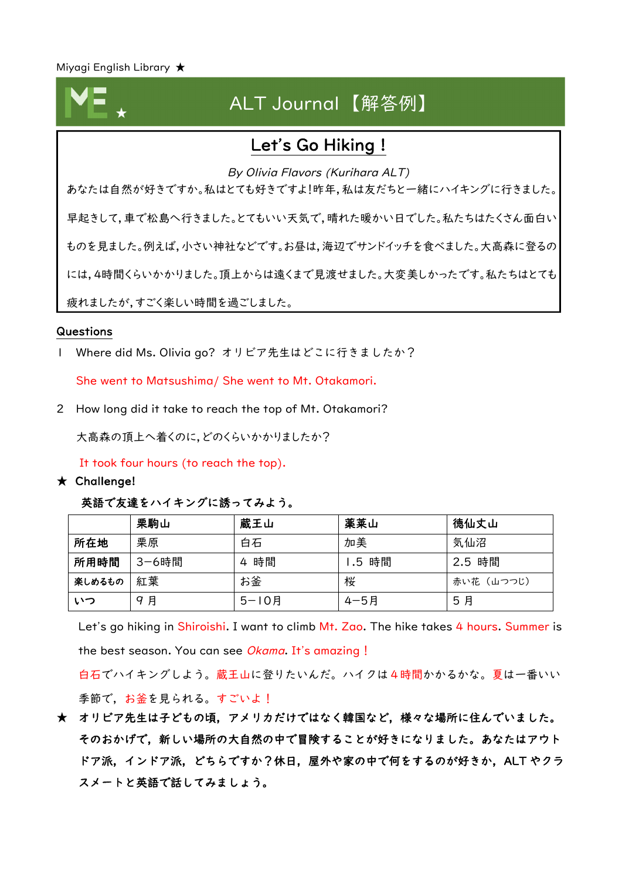Miyagi English Library ★

# ALT Journal 【解答例】

## Let's Go Hiking !

*By Olivia Flavors (Kurihara ALT)*

あなたは自然が好きですか。私はとても好きですよ!昨年,私は友だちと一緒にハイキングに行きました。早起きして,車で松島へ行きました。とてもいい天気で,晴れた暖かい日でした。私たちはたくさん面白いものを見ました。例えば,小さい神社などです。お昼は,海辺でサンドイッチを食べました。大高森に登るのには,4時間くらいかかりました。頂上からは遠くまで見渡せました。大変美しかったです。私たちはとても疲れましたが,すごく楽しい時間を過ごしました。

**Questions**

1 Where did Ms. Olivia go? オリビア先生はどこに行きましたか？

She went to Matsushima/ She went to Mt. Otakamori.

2 How long did it take to reach the top of Mt. Otakamori?

大高森の頂上へ着くのに,どのくらいかかりましたか？

It took four hours (to reach the top).

★ **Challenge!**

**英語で友達をハイキングに誘ってみよう。**

| | 栗駒山 | 蔵王山 | 薬莱山 | 徳仙丈山 |
|---|---|---|---|---|
| **所在地** | 栗原 | 白石 | 加美 | 気仙沼 |
| **所用時間** | 3−6時間 | 4 時間 | 1.5 時間 | 2.5 時間 |
| **楽しめるもの** | 紅葉 | お釜 | 桜 | 赤い花（山つつじ） |
| **いつ** | 9 月 | 5−10月 | 4−5月 | 5 月 |

Let's go hiking in Shiroishi. I want to climb Mt. Zao. The hike takes 4 hours. Summer is the best season. You can see *Okama*. It's amazing !

白石でハイキングしよう。蔵王山に登りたいんだ。ハイクは4時間かかるかな。夏は一番いい季節で，お釜を見られる。すごいよ！

★ **オリビア先生は子どもの頃，アメリカだけではなく韓国など，様々な場所に住んでいました。そのおかげで，新しい場所の大自然の中で冒険することが好きになりました。あなたはアウトドア派，インドア派，どちらですか？休日，屋外や家の中で何をするのが好きか，ALT やクラスメートと英語で話してみましょう。**